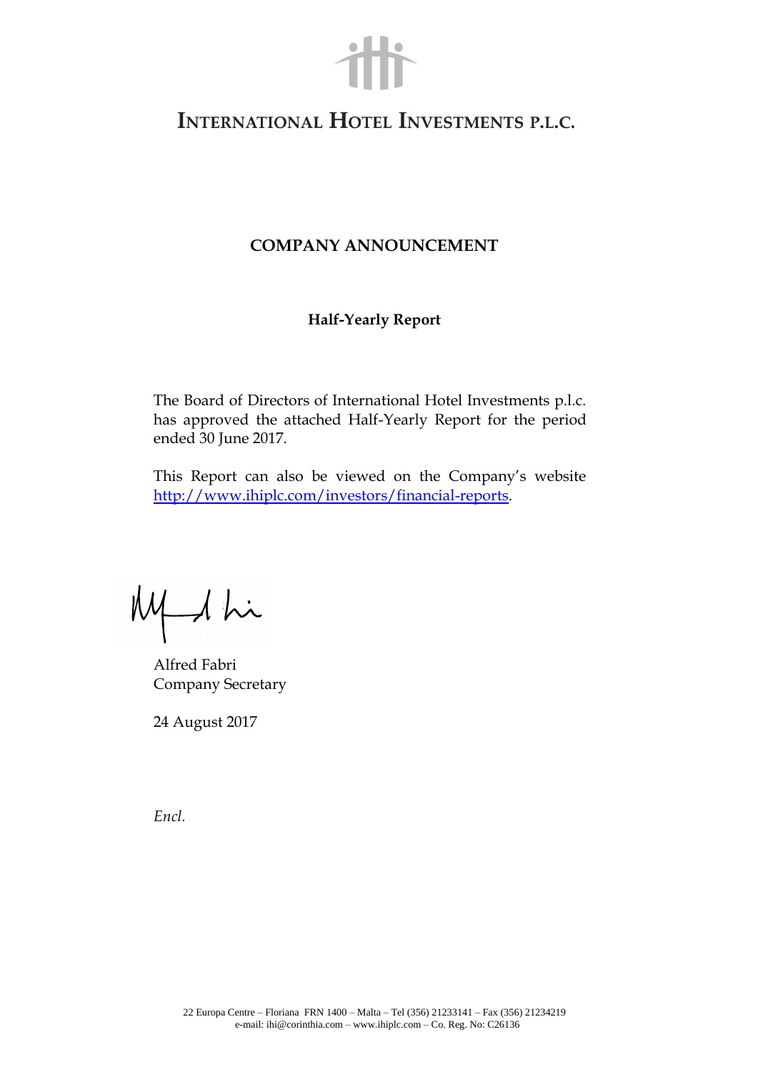# INTERNATIONAL HOTEL INVESTMENTS P.L.C.

## COMPANY ANNOUNCEMENT

### Half-Yearly Report

The Board of Directors of International Hotel Investments p.l.c. has approved the attached Half-Yearly Report for the period ended 30 June 2017.

This Report can also be viewed on the Company's website [http://www.ihiplc.com/investors/financial-reports](http://www.ihiplc.com/investors/financial-reports).

Alfred Fabri
Company Secretary

24 August 2017

*Encl.*

22 Europa Centre – Floriana FRN 1400 – Malta – Tel (356) 21233141 – Fax (356) 21234219
e-mail: ihi@corinthia.com – www.ihiplc.com – Co. Reg. No: C26136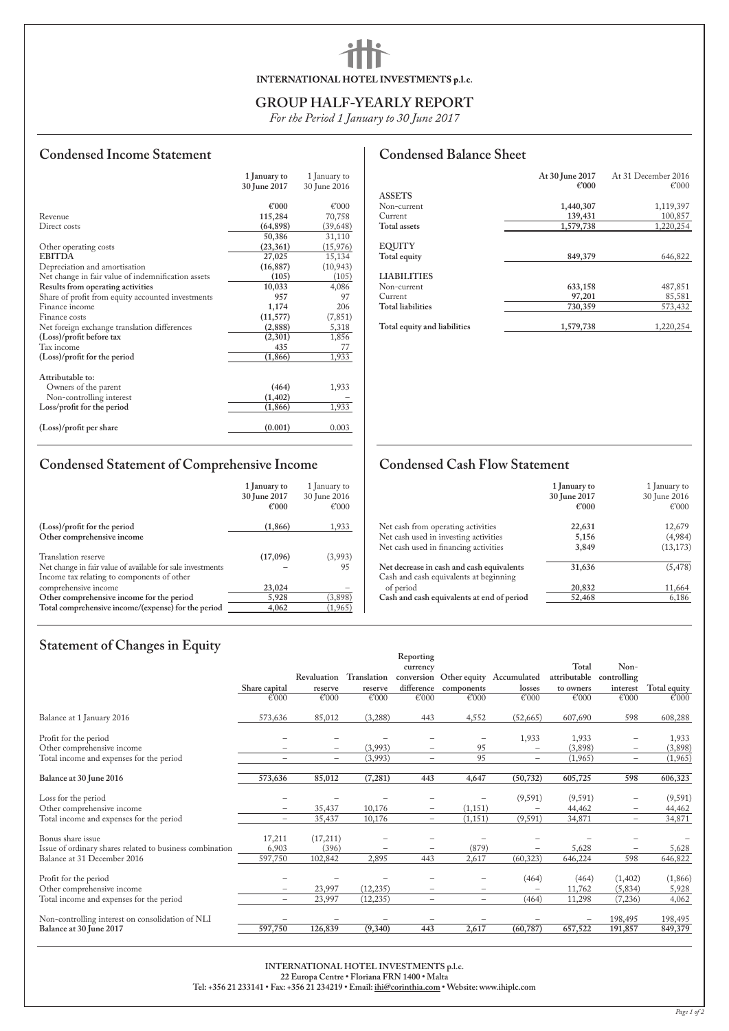**INTERNATIONAL HOTEL INVESTMENTS p.l.c.**

# GROUP HALF-YEARLY REPORT

*For the Period 1 January to 30 June 2017*

## Condensed Income Statement

| | 1 January to 30 June 2017 | 1 January to 30 June 2016 |
|---|---|---|
| | €'000 | €'000 |
| Revenue | 115,284 | 70,758 |
| Direct costs | (64,898) | (39,648) |
| | 50,386 | 31,110 |
| Other operating costs | (23,361) | (15,976) |
| **EBITDA** | 27,025 | 15,134 |
| Depreciation and amortisation | (16,887) | (10,943) |
| Net change in fair value of indemnification assets | (105) | (105) |
| **Results from operating activities** | 10,033 | 4,086 |
| Share of profit from equity accounted investments | 957 | 97 |
| Finance income | 1,174 | 206 |
| Finance costs | (11,577) | (7,851) |
| Net foreign exchange translation differences | (2,888) | 5,318 |
| **(Loss)/profit before tax** | (2,301) | 1,856 |
| Tax income | 435 | 77 |
| **(Loss)/profit for the period** | (1,866) | 1,933 |
| | | |
| **Attributable to:** | | |
| Owners of the parent | (464) | 1,933 |
| Non-controlling interest | (1,402) | – |
| **Loss/profit for the period** | (1,866) | 1,933 |
| | | |
| **(Loss)/profit per share** | (0.001) | 0.003 |

## Condensed Balance Sheet

| | At 30 June 2017 €'000 | At 31 December 2016 €'000 |
|---|---|---|
| ASSETS | | |
| Non-current | 1,440,307 | 1,119,397 |
| Current | 139,431 | 100,857 |
| **Total assets** | 1,579,738 | 1,220,254 |
| | | |
| EQUITY | | |
| **Total equity** | 849,379 | 646,822 |
| | | |
| LIABILITIES | | |
| Non-current | 633,158 | 487,851 |
| Current | 97,201 | 85,581 |
| **Total liabilities** | 730,359 | 573,432 |
| | | |
| **Total equity and liabilities** | 1,579,738 | 1,220,254 |

## Condensed Statement of Comprehensive Income

| | 1 January to 30 June 2017 €'000 | 1 January to 30 June 2016 €'000 |
|---|---|---|
| **(Loss)/profit for the period** | (1,866) | 1,933 |
| **Other comprehensive income** | | |
| Translation reserve | (17,096) | (3,993) |
| Net change in fair value of available for sale investments | – | 95 |
| Income tax relating to components of other comprehensive income | 23,024 | – |
| **Other comprehensive income for the period** | 5,928 | (3,898) |
| **Total comprehensive income/(expense) for the period** | 4,062 | (1,965) |

## Condensed Cash Flow Statement

| | 1 January to 30 June 2017 €'000 | 1 January to 30 June 2016 €'000 |
|---|---|---|
| Net cash from operating activities | 22,631 | 12,679 |
| Net cash used in investing activities | 5,156 | (4,984) |
| Net cash used in financing activities | 3,849 | (13,173) |
| **Net decrease in cash and cash equivalents** | 31,636 | (5,478) |
| Cash and cash equivalents at beginning of period | 20,832 | 11,664 |
| **Cash and cash equivalents at end of period** | 52,468 | 6,186 |

## Statement of Changes in Equity

| | Share capital €'000 | Revaluation reserve €'000 | Translation reserve €'000 | Reporting currency conversion difference €'000 | Other equity components €'000 | Accumulated losses €'000 | Total attributable to owners €'000 | Non-controlling interest €'000 | Total equity €'000 |
|---|---|---|---|---|---|---|---|---|---|
| Balance at 1 January 2016 | 573,636 | 85,012 | (3,288) | 443 | 4,552 | (52,665) | 607,690 | 598 | 608,288 |
| | | | | | | | | | |
| Profit for the period | – | – | – | – | – | 1,933 | 1,933 | – | 1,933 |
| Other comprehensive income | – | – | (3,993) | – | 95 | – | (3,898) | – | (3,898) |
| Total income and expenses for the period | – | – | (3,993) | – | 95 | – | (1,965) | – | (1,965) |
| | | | | | | | | | |
| **Balance at 30 June 2016** | 573,636 | 85,012 | (7,281) | 443 | 4,647 | (50,732) | 605,725 | 598 | 606,323 |
| | | | | | | | | | |
| Loss for the period | – | – | – | – | – | (9,591) | (9,591) | – | (9,591) |
| Other comprehensive income | – | 35,437 | 10,176 | – | (1,151) | – | 44,462 | – | 44,462 |
| Total income and expenses for the period | – | 35,437 | 10,176 | – | (1,151) | (9,591) | 34,871 | – | 34,871 |
| | | | | | | | | | |
| Bonus share issue | 17,211 | (17,211) | – | – | – | – | – | – | – |
| Issue of ordinary shares related to business combination | 6,903 | (396) | – | – | (879) | – | 5,628 | – | 5,628 |
| Balance at 31 December 2016 | 597,750 | 102,842 | 2,895 | 443 | 2,617 | (60,323) | 646,224 | 598 | 646,822 |
| | | | | | | | | | |
| Profit for the period | – | – | – | – | – | (464) | (464) | (1,402) | (1,866) |
| Other comprehensive income | – | 23,997 | (12,235) | – | – | – | 11,762 | (5,834) | 5,928 |
| Total income and expenses for the period | – | 23,997 | (12,235) | – | – | (464) | 11,298 | (7,236) | 4,062 |
| | | | | | | | | | |
| Non-controlling interest on consolidation of NLI | – | – | – | – | – | – | – | 198,495 | 198,495 |
| **Balance at 30 June 2017** | 597,750 | 126,839 | (9,340) | 443 | 2,617 | (60,787) | 657,522 | 191,857 | 849,379 |

INTERNATIONAL HOTEL INVESTMENTS p.l.c.
22 Europa Centre • Floriana FRN 1400 • Malta
Tel: +356 21 233141 • Fax: +356 21 234219 • Email: ihi@corinthia.com • Website: www.ihiplc.com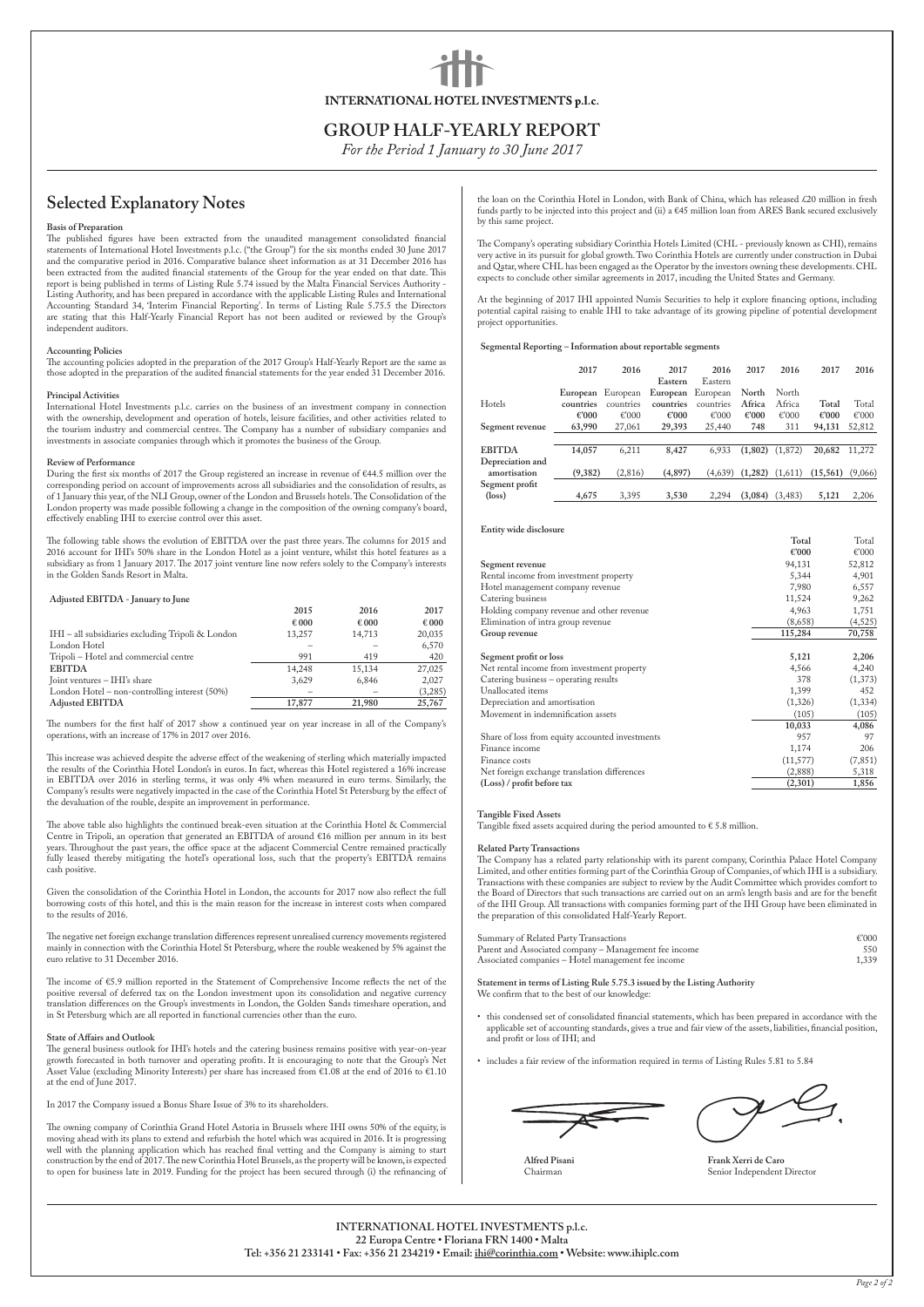# INTERNATIONAL HOTEL INVESTMENTS p.l.c.

# GROUP HALF-YEARLY REPORT

*For the Period 1 January to 30 June 2017*

## Selected Explanatory Notes

### Basis of Preparation

The published figures have been extracted from the unaudited management consolidated financial statements of International Hotel Investments p.l.c. ("the Group") for the six months ended 30 June 2017 and the comparative period in 2016. Comparative balance sheet information as at 31 December 2016 has been extracted from the audited financial statements of the Group for the year ended on that date. This report is being published in terms of Listing Rule 5.74 issued by the Malta Financial Services Authority - Listing Authority, and has been prepared in accordance with the applicable Listing Rules and International Accounting Standard 34, 'Interim Financial Reporting'. In terms of Listing Rule 5.75.5 the Directors are stating that this Half-Yearly Financial Report has not been audited or reviewed by the Group's independent auditors.

### Accounting Policies

The accounting policies adopted in the preparation of the 2017 Group's Half-Yearly Report are the same as those adopted in the preparation of the audited financial statements for the year ended 31 December 2016.

### Principal Activities

International Hotel Investments p.l.c. carries on the business of an investment company in connection with the ownership, development and operation of hotels, leisure facilities, and other activities related to the tourism industry and commercial centres. The Company has a number of subsidiary companies and investments in associate companies through which it promotes the business of the Group.

### Review of Performance

During the first six months of 2017 the Group registered an increase in revenue of €44.5 million over the corresponding period on account of improvements across all subsidiaries and the consolidation of results, as of 1 January this year, of the NLI Group, owner of the London and Brussels hotels. The Consolidation of the London property was made possible following a change in the composition of the owning company's board, effectively enabling IHI to exercise control over this asset.

The following table shows the evolution of EBITDA over the past three years. The columns for 2015 and 2016 account for IHI's 50% share in the London Hotel as a joint venture, whilst this hotel features as a subsidiary as from 1 January 2017. The 2017 joint venture line now refers solely to the Company's interests in the Golden Sands Resort in Malta.

**Adjusted EBITDA - January to June**

| | 2015 | 2016 | 2017 |
|---|---|---|---|
| | € 000 | € 000 | € 000 |
| IHI – all subsidiaries excluding Tripoli & London | 13,257 | 14,713 | 20,035 |
| London Hotel | – | – | 6,570 |
| Tripoli – Hotel and commercial centre | 991 | 419 | 420 |
| **EBITDA** | **14,248** | **15,134** | **27,025** |
| Joint ventures – IHI's share | 3,629 | 6,846 | 2,027 |
| London Hotel – non-controlling interest (50%) | – | – | (3,285) |
| **Adjusted EBITDA** | **17,877** | **21,980** | **25,767** |

The numbers for the first half of 2017 show a continued year on year increase in all of the Company's operations, with an increase of 17% in 2017 over 2016.

This increase was achieved despite the adverse effect of the weakening of sterling which materially impacted the results of the Corinthia Hotel London's in euros. In fact, whereas this Hotel registered a 16% increase in EBITDA over 2016 in sterling terms, it was only 4% when measured in euro terms. Similarly, the Company's results were negatively impacted in the case of the Corinthia Hotel St Petersburg by the effect of the devaluation of the rouble, despite an improvement in performance.

The above table also highlights the continued break-even situation at the Corinthia Hotel & Commercial Centre in Tripoli, an operation that generated an EBITDA of around €16 million per annum in its best years. Throughout the past years, the office space at the adjacent Commercial Centre remained practically fully leased thereby mitigating the hotel's operational loss, such that the property's EBITDA remains cash positive.

Given the consolidation of the Corinthia Hotel in London, the accounts for 2017 now also reflect the full borrowing costs of this hotel, and this is the main reason for the increase in interest costs when compared to the results of 2016.

The negative net foreign exchange translation differences represent unrealised currency movements registered mainly in connection with the Corinthia Hotel St Petersburg, where the rouble weakened by 5% against the euro relative to 31 December 2016.

The income of €5.9 million reported in the Statement of Comprehensive Income reflects the net of the positive reversal of deferred tax on the London investment upon its consolidation and negative currency translation differences on the Group's investments in London, the Golden Sands timeshare operation, and in St Petersburg which are all reported in functional currencies other than the euro.

### State of Affairs and Outlook

The general business outlook for IHI's hotels and the catering business remains positive with year-on-year growth forecasted in both turnover and operating profits. It is encouraging to note that the Group's Net Asset Value (excluding Minority Interests) per share has increased from €1.08 at the end of 2016 to €1.10 at the end of June 2017.

In 2017 the Company issued a Bonus Share Issue of 3% to its shareholders.

The owning company of Corinthia Grand Hotel Astoria in Brussels where IHI owns 50% of the equity, is moving ahead with its plans to extend and refurbish the hotel which was acquired in 2016. It is progressing well with the planning application which has reached final vetting and the Company is aiming to start construction by the end of 2017. The new Corinthia Hotel Brussels, as the property will be known, is expected to open for business late in 2019. Funding for the project has been secured through (i) the refinancing of the loan on the Corinthia Hotel in London, with Bank of China, which has released £20 million in fresh funds partly to be injected into this project and (ii) a €45 million loan from ARES Bank secured exclusively by this same project.

The Company's operating subsidiary Corinthia Hotels Limited (CHL - previously known as CHI), remains very active in its pursuit for global growth. Two Corinthia Hotels are currently under construction in Dubai and Qatar, where CHL has been engaged as the Operator by the investors owning these developments. CHL expects to conclude other similar agreements in 2017, incuding the United States and Germany.

At the beginning of 2017 IHI appointed Numis Securities to help it explore financing options, including potential capital raising to enable IHI to take advantage of its growing pipeline of potential development project opportunities.

### Segmental Reporting – Information about reportable segments

| | 2017 | 2016 | 2017 | 2016 | 2017 | 2016 | 2017 | 2016 |
|---|---|---|---|---|---|---|---|---|
| Hotels | **European countries** | European countries | **Eastern European countries** | Eastern European countries | **North Africa** | North Africa | **Total** | Total |
| | **€'000** | €'000 | **€'000** | €'000 | **€'000** | €'000 | **€'000** | €'000 |
| **Segment revenue** | **63,990** | 27,061 | **29,393** | 25,440 | **748** | 311 | **94,131** | 52,812 |
| **EBITDA** | **14,057** | 6,211 | **8,427** | 6,933 | **(1,802)** | (1,872) | **20,682** | 11,272 |
| **Depreciation and amortisation** | **(9,382)** | (2,816) | **(4,897)** | (4,639) | **(1,282)** | (1,611) | **(15,561)** | (9,066) |
| **Segment profit (loss)** | **4,675** | 3,395 | **3,530** | 2,294 | **(3,084)** | (3,483) | **5,121** | 2,206 |

### Entity wide disclosure

| | Total | Total |
|---|---|---|
| | €'000 | €'000 |
| **Segment revenue** | 94,131 | 52,812 |
| Rental income from investment property | 5,344 | 4,901 |
| Hotel management company revenue | 7,980 | 6,557 |
| Catering business | 11,524 | 9,262 |
| Holding company revenue and other revenue | 4,963 | 1,751 |
| Elimination of intra group revenue | (8,658) | (4,525) |
| **Group revenue** | **115,284** | **70,758** |
| | | |
| **Segment profit or loss** | **5,121** | **2,206** |
| Net rental income from investment property | 4,566 | 4,240 |
| Catering business – operating results | 378 | (1,373) |
| Unallocated items | 1,399 | 452 |
| Depreciation and amortisation | (1,326) | (1,334) |
| Movement in indemnification assets | (105) | (105) |
| | **10,033** | **4,086** |
| Share of loss from equity accounted investments | 957 | 97 |
| Finance income | 1,174 | 206 |
| Finance costs | (11,577) | (7,851) |
| Net foreign exchange translation differences | (2,888) | 5,318 |
| **(Loss) / profit before tax** | **(2,301)** | **1,856** |

### Tangible Fixed Assets

Tangible fixed assets acquired during the period amounted to € 5.8 million.

### Related Party Transactions

The Company has a related party relationship with its parent company, Corinthia Palace Hotel Company Limited, and other entities forming part of the Corinthia Group of Companies, of which IHI is a subsidiary. Transactions with these companies are subject to review by the Audit Committee which provides comfort to the Board of Directors that such transactions are carried out on an arm's length basis and are for the benefit of the IHI Group. All transactions with companies forming part of the IHI Group have been eliminated in the preparation of this consolidated Half-Yearly Report.

| Summary of Related Party Transactions | €'000 |
|---|---|
| Parent and Associated company – Management fee income | 550 |
| Associated companies – Hotel management fee income | 1,339 |

**Statement in terms of Listing Rule 5.75.3 issued by the Listing Authority**

We confirm that to the best of our knowledge:

- this condensed set of consolidated financial statements, which has been prepared in accordance with the applicable set of accounting standards, gives a true and fair view of the assets, liabilities, financial position, and profit or loss of IHI; and
- includes a fair review of the information required in terms of Listing Rules 5.81 to 5.84

**Alfred Pisani**
Chairman

**Frank Xerri de Caro**
Senior Independent Director

**INTERNATIONAL HOTEL INVESTMENTS p.l.c.**
**22 Europa Centre • Floriana FRN 1400 • Malta**
**Tel: +356 21 233141 • Fax: +356 21 234219 • Email: ihi@corinthia.com • Website: www.ihiplc.com**